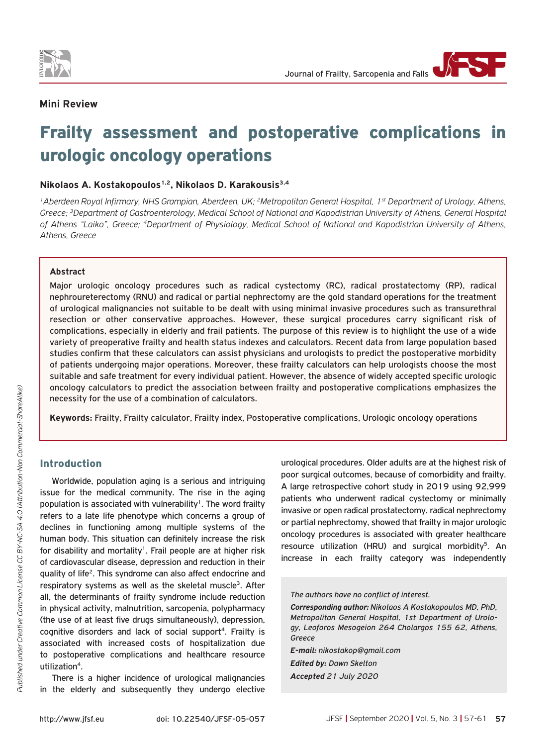**Mini Review**

# Frailty assessment and postoperative complications in urologic oncology operations

**Nikolaos A. Kostakopoulos[1,2], Nikolaos D. Karakousis[3,4]**

*[1]Aberdeen Royal Infirmary, NHS Grampian, Aberdeen, UK; [2]Metropolitan General Hospital, 1st Department of Urology, Athens, Greece; [3]Department of Gastroenterology, Medical School of National and Kapodistrian University of Athens, General Hospital of Athens "Laiko", Greece; [4]Department of Physiology, Medical School of National and Kapodistrian University of Athens, Athens, Greece*

### Abstract

Major urologic oncology procedures such as radical cystectomy (RC), radical prostatectomy (RP), radical nephroureterectomy (RNU) and radical or partial nephrectomy are the gold standard operations for the treatment of urological malignancies not suitable to be dealt with using minimal invasive procedures such as transurethral resection or other conservative approaches. However, these surgical procedures carry significant risk of complications, especially in elderly and frail patients. The purpose of this review is to highlight the use of a wide variety of preoperative frailty and health status indexes and calculators. Recent data from large population based studies confirm that these calculators can assist physicians and urologists to predict the postoperative morbidity of patients undergoing major operations. Moreover, these frailty calculators can help urologists choose the most suitable and safe treatment for every individual patient. However, the absence of widely accepted specific urologic oncology calculators to predict the association between frailty and postoperative complications emphasizes the necessity for the use of a combination of calculators.

**Keywords:** Frailty, Frailty calculator, Frailty index, Postoperative complications, Urologic oncology operations

## Introduction

Worldwide, population aging is a serious and intriguing issue for the medical community. The rise in the aging population is associated with vulnerability[1]. The word frailty refers to a late life phenotype which concerns a group of declines in functioning among multiple systems of the human body. This situation can definitely increase the risk for disability and mortality[1]. Frail people are at higher risk of cardiovascular disease, depression and reduction in their quality of life[2]. This syndrome can also affect endocrine and respiratory systems as well as the skeletal muscle[3]. After all, the determinants of frailty syndrome include reduction in physical activity, malnutrition, sarcopenia, polypharmacy (the use of at least five drugs simultaneously), depression, cognitive disorders and lack of social support[4]. Frailty is associated with increased costs of hospitalization due to postoperative complications and healthcare resource utilization[4].

There is a higher incidence of urological malignancies in the elderly and subsequently they undergo elective urological procedures. Older adults are at the highest risk of poor surgical outcomes, because of comorbidity and frailty. A large retrospective cohort study in 2019 using 92,999 patients who underwent radical cystectomy or minimally invasive or open radical prostatectomy, radical nephrectomy or partial nephrectomy, showed that frailty in major urologic oncology procedures is associated with greater healthcare resource utilization (HRU) and surgical morbidity[5]. An increase in each frailty category was independently

*The authors have no conflict of interest.*

***Corresponding author:** Nikolaos A Kostakopoulos MD, PhD, Metropolitan General Hospital, 1st Department of Urology, Leoforos Mesogeion 264 Cholargos 155 62, Athens, Greece*

***E-mail:** nikostakop@gmail.com*

***Edited by:** Dawn Skelton*

***Accepted** 21 July 2020*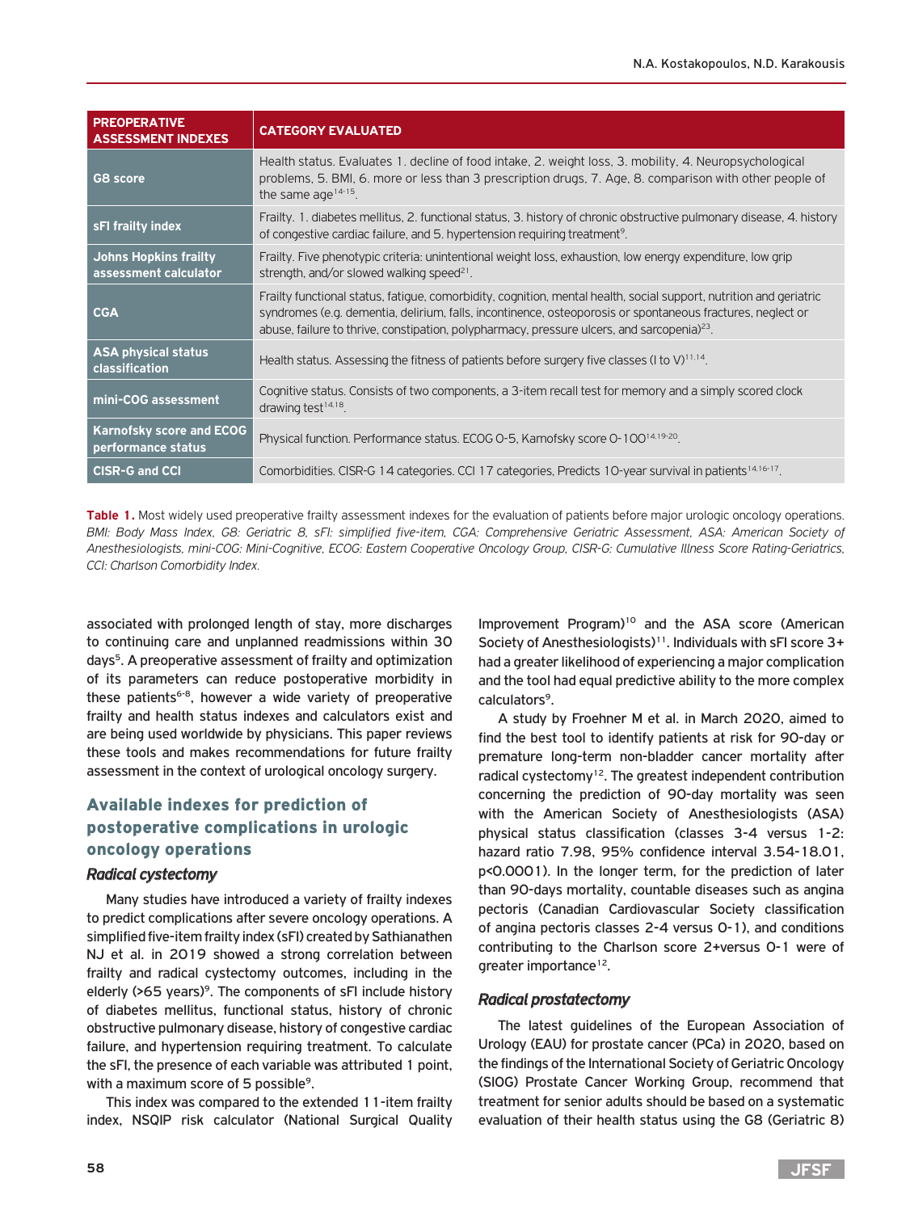| PREOPERATIVE ASSESSMENT INDEXES | CATEGORY EVALUATED |
| --- | --- |
| G8 score | Health status. Evaluates 1. decline of food intake, 2. weight loss, 3. mobility, 4. Neuropsychological problems, 5. BMI, 6. more or less than 3 prescription drugs, 7. Age, 8. comparison with other people of the same age[14-15]. |
| sFI frailty index | Frailty. 1. diabetes mellitus, 2. functional status, 3. history of chronic obstructive pulmonary disease, 4. history of congestive cardiac failure, and 5. hypertension requiring treatment[9]. |
| Johns Hopkins frailty assessment calculator | Frailty. Five phenotypic criteria: unintentional weight loss, exhaustion, low energy expenditure, low grip strength, and/or slowed walking speed[21]. |
| CGA | Frailty functional status, fatigue, comorbidity, cognition, mental health, social support, nutrition and geriatric syndromes (e.g. dementia, delirium, falls, incontinence, osteoporosis or spontaneous fractures, neglect or abuse, failure to thrive, constipation, polypharmacy, pressure ulcers, and sarcopenia)[23]. |
| ASA physical status classification | Health status. Assessing the fitness of patients before surgery five classes (I to V)[11,14]. |
| mini-COG assessment | Cognitive status. Consists of two components, a 3-item recall test for memory and a simply scored clock drawing test[14,18]. |
| Karnofsky score and ECOG performance status | Physical function. Performance status. ECOG 0-5, Karnofsky score 0-100[14,19-20]. |
| CISR-G and CCI | Comorbidities. CISR-G 14 categories. CCI 17 categories, Predicts 10-year survival in patients[14,16-17]. |

**Table 1.** Most widely used preoperative frailty assessment indexes for the evaluation of patients before major urologic oncology operations. *BMI: Body Mass Index, G8: Geriatric 8, sFI: simplified five-item, CGA: Comprehensive Geriatric Assessment, ASA: American Society of Anesthesiologists, mini-COG: Mini-Cognitive, ECOG: Eastern Cooperative Oncology Group, CISR-G: Cumulative Illness Score Rating-Geriatrics, CCI: Charlson Comorbidity Index.*

associated with prolonged length of stay, more discharges to continuing care and unplanned readmissions within 30 days[5]. A preoperative assessment of frailty and optimization of its parameters can reduce postoperative morbidity in these patients[6-8], however a wide variety of preoperative frailty and health status indexes and calculators exist and are being used worldwide by physicians. This paper reviews these tools and makes recommendations for future frailty assessment in the context of urological oncology surgery.

## Available indexes for prediction of postoperative complications in urologic oncology operations

### Radical cystectomy

Many studies have introduced a variety of frailty indexes to predict complications after severe oncology operations. A simplified five-item frailty index (sFI) created by Sathianathen NJ et al. in 2019 showed a strong correlation between frailty and radical cystectomy outcomes, including in the elderly (>65 years)[9]. The components of sFI include history of diabetes mellitus, functional status, history of chronic obstructive pulmonary disease, history of congestive cardiac failure, and hypertension requiring treatment. To calculate the sFI, the presence of each variable was attributed 1 point, with a maximum score of 5 possible[9].

This index was compared to the extended 11-item frailty index, NSQIP risk calculator (National Surgical Quality Improvement Program)[10] and the ASA score (American Society of Anesthesiologists)[11]. Individuals with sFI score 3+ had a greater likelihood of experiencing a major complication and the tool had equal predictive ability to the more complex calculators[9].

A study by Froehner M et al. in March 2020, aimed to find the best tool to identify patients at risk for 90-day or premature long-term non-bladder cancer mortality after radical cystectomy[12]. The greatest independent contribution concerning the prediction of 90-day mortality was seen with the American Society of Anesthesiologists (ASA) physical status classification (classes 3-4 versus 1-2: hazard ratio 7.98, 95% confidence interval 3.54-18.01, $p<0.0001$). In the longer term, for the prediction of later than 90-days mortality, countable diseases such as angina pectoris (Canadian Cardiovascular Society classification of angina pectoris classes 2-4 versus 0-1), and conditions contributing to the Charlson score 2+versus 0-1 were of greater importance[12].

### Radical prostatectomy

The latest guidelines of the European Association of Urology (EAU) for prostate cancer (PCa) in 2020, based on the findings of the International Society of Geriatric Oncology (SIOG) Prostate Cancer Working Group, recommend that treatment for senior adults should be based on a systematic evaluation of their health status using the G8 (Geriatric 8)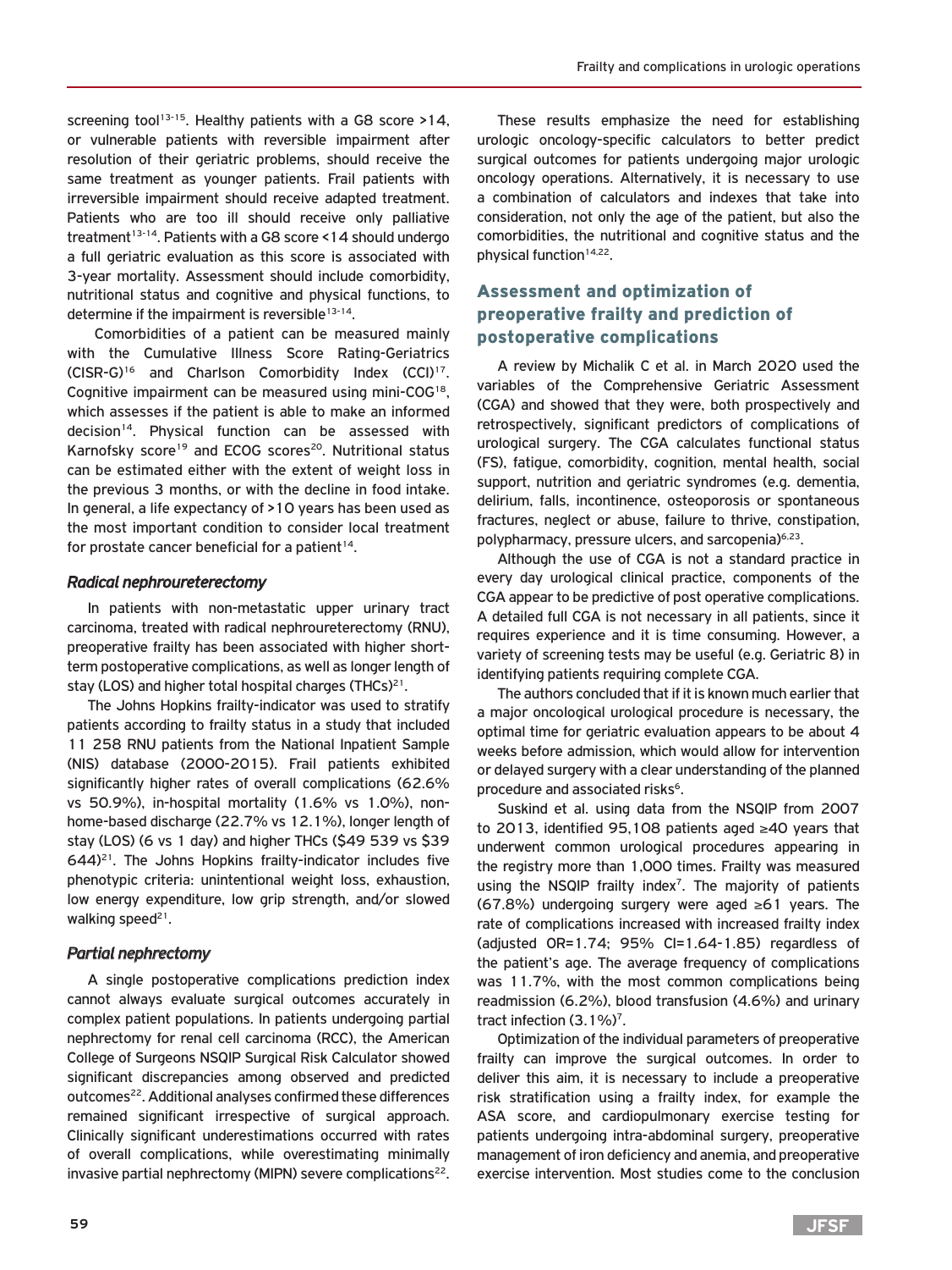screening tool[13-15]. Healthy patients with a G8 score >14, or vulnerable patients with reversible impairment after resolution of their geriatric problems, should receive the same treatment as younger patients. Frail patients with irreversible impairment should receive adapted treatment. Patients who are too ill should receive only palliative treatment[13-14]. Patients with a G8 score <14 should undergo a full geriatric evaluation as this score is associated with 3-year mortality. Assessment should include comorbidity, nutritional status and cognitive and physical functions, to determine if the impairment is reversible[13-14].

Comorbidities of a patient can be measured mainly with the Cumulative Illness Score Rating-Geriatrics (CISR-G)[16] and Charlson Comorbidity Index (CCI)[17]. Cognitive impairment can be measured using mini-COG[18], which assesses if the patient is able to make an informed decision[14]. Physical function can be assessed with Karnofsky score[19] and ECOG scores[20]. Nutritional status can be estimated either with the extent of weight loss in the previous 3 months, or with the decline in food intake. In general, a life expectancy of >10 years has been used as the most important condition to consider local treatment for prostate cancer beneficial for a patient[14].

### *Radical nephroureterectomy*

In patients with non-metastatic upper urinary tract carcinoma, treated with radical nephroureterectomy (RNU), preoperative frailty has been associated with higher short-term postoperative complications, as well as longer length of stay (LOS) and higher total hospital charges (THCs)[21].

The Johns Hopkins frailty-indicator was used to stratify patients according to frailty status in a study that included 11 258 RNU patients from the National Inpatient Sample (NIS) database (2000-2015). Frail patients exhibited significantly higher rates of overall complications (62.6% vs 50.9%), in-hospital mortality (1.6% vs 1.0%), non-home-based discharge (22.7% vs 12.1%), longer length of stay (LOS) (6 vs 1 day) and higher THCs ($49 539 vs $39 644)[21]. The Johns Hopkins frailty-indicator includes five phenotypic criteria: unintentional weight loss, exhaustion, low energy expenditure, low grip strength, and/or slowed walking speed[21].

### *Partial nephrectomy*

A single postoperative complications prediction index cannot always evaluate surgical outcomes accurately in complex patient populations. In patients undergoing partial nephrectomy for renal cell carcinoma (RCC), the American College of Surgeons NSQIP Surgical Risk Calculator showed significant discrepancies among observed and predicted outcomes[22]. Additional analyses confirmed these differences remained significant irrespective of surgical approach. Clinically significant underestimations occurred with rates of overall complications, while overestimating minimally invasive partial nephrectomy (MIPN) severe complications[22].

These results emphasize the need for establishing urologic oncology-specific calculators to better predict surgical outcomes for patients undergoing major urologic oncology operations. Alternatively, it is necessary to use a combination of calculators and indexes that take into consideration, not only the age of the patient, but also the comorbidities, the nutritional and cognitive status and the physical function[14,22].

## Assessment and optimization of preoperative frailty and prediction of postoperative complications

A review by Michalik C et al. in March 2020 used the variables of the Comprehensive Geriatric Assessment (CGA) and showed that they were, both prospectively and retrospectively, significant predictors of complications of urological surgery. The CGA calculates functional status (FS), fatigue, comorbidity, cognition, mental health, social support, nutrition and geriatric syndromes (e.g. dementia, delirium, falls, incontinence, osteoporosis or spontaneous fractures, neglect or abuse, failure to thrive, constipation, polypharmacy, pressure ulcers, and sarcopenia)[6,23].

Although the use of CGA is not a standard practice in every day urological clinical practice, components of the CGA appear to be predictive of post operative complications. A detailed full CGA is not necessary in all patients, since it requires experience and it is time consuming. However, a variety of screening tests may be useful (e.g. Geriatric 8) in identifying patients requiring complete CGA.

The authors concluded that if it is known much earlier that a major oncological urological procedure is necessary, the optimal time for geriatric evaluation appears to be about 4 weeks before admission, which would allow for intervention or delayed surgery with a clear understanding of the planned procedure and associated risks[6].

Suskind et al. using data from the NSQIP from 2007 to 2013, identified 95,108 patients aged ≥40 years that underwent common urological procedures appearing in the registry more than 1,000 times. Frailty was measured using the NSQIP frailty index[7]. The majority of patients (67.8%) undergoing surgery were aged ≥61 years. The rate of complications increased with increased frailty index (adjusted OR=1.74; 95% CI=1.64-1.85) regardless of the patient's age. The average frequency of complications was 11.7%, with the most common complications being readmission (6.2%), blood transfusion (4.6%) and urinary tract infection (3.1%)[7].

Optimization of the individual parameters of preoperative frailty can improve the surgical outcomes. In order to deliver this aim, it is necessary to include a preoperative risk stratification using a frailty index, for example the ASA score, and cardiopulmonary exercise testing for patients undergoing intra-abdominal surgery, preoperative management of iron deficiency and anemia, and preoperative exercise intervention. Most studies come to the conclusion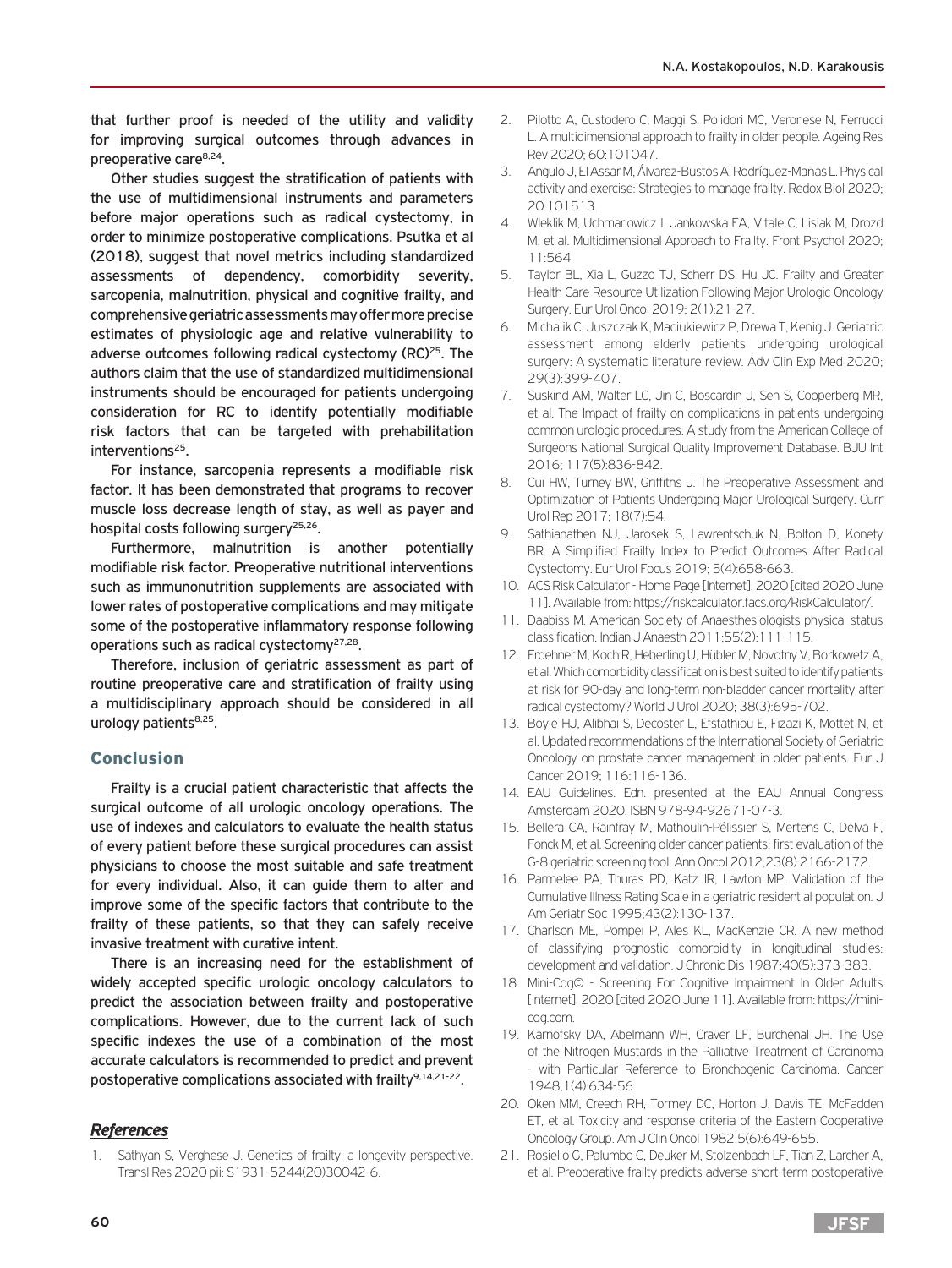that further proof is needed of the utility and validity for improving surgical outcomes through advances in preoperative care[8,24].

Other studies suggest the stratification of patients with the use of multidimensional instruments and parameters before major operations such as radical cystectomy, in order to minimize postoperative complications. Psutka et al (2018), suggest that novel metrics including standardized assessments of dependency, comorbidity severity, sarcopenia, malnutrition, physical and cognitive frailty, and comprehensive geriatric assessments may offer more precise estimates of physiologic age and relative vulnerability to adverse outcomes following radical cystectomy (RC)[25]. The authors claim that the use of standardized multidimensional instruments should be encouraged for patients undergoing consideration for RC to identify potentially modifiable risk factors that can be targeted with prehabilitation interventions[25].

For instance, sarcopenia represents a modifiable risk factor. It has been demonstrated that programs to recover muscle loss decrease length of stay, as well as payer and hospital costs following surgery[25,26].

Furthermore, malnutrition is another potentially modifiable risk factor. Preoperative nutritional interventions such as immunonutrition supplements are associated with lower rates of postoperative complications and may mitigate some of the postoperative inflammatory response following operations such as radical cystectomy[27,28].

Therefore, inclusion of geriatric assessment as part of routine preoperative care and stratification of frailty using a multidisciplinary approach should be considered in all urology patients[8,25].

## Conclusion

Frailty is a crucial patient characteristic that affects the surgical outcome of all urologic oncology operations. The use of indexes and calculators to evaluate the health status of every patient before these surgical procedures can assist physicians to choose the most suitable and safe treatment for every individual. Also, it can guide them to alter and improve some of the specific factors that contribute to the frailty of these patients, so that they can safely receive invasive treatment with curative intent.

There is an increasing need for the establishment of widely accepted specific urologic oncology calculators to predict the association between frailty and postoperative complications. However, due to the current lack of such specific indexes the use of a combination of the most accurate calculators is recommended to predict and prevent postoperative complications associated with frailty[9,14,21-22].

## *References*

1. Sathyan S, Verghese J. Genetics of frailty: a longevity perspective. Transl Res 2020 pii: S1931-5244(20)30042-6.
2. Pilotto A, Custodero C, Maggi S, Polidori MC, Veronese N, Ferrucci L. A multidimensional approach to frailty in older people. Ageing Res Rev 2020; 60:101047.
3. Angulo J, El Assar M, Álvarez-Bustos A, Rodríguez-Mañas L. Physical activity and exercise: Strategies to manage frailty. Redox Biol 2020; 20:101513.
4. Wleklik M, Uchmanowicz I, Jankowska EA, Vitale C, Lisiak M, Drozd M, et al. Multidimensional Approach to Frailty. Front Psychol 2020; 11:564.
5. Taylor BL, Xia L, Guzzo TJ, Scherr DS, Hu JC. Frailty and Greater Health Care Resource Utilization Following Major Urologic Oncology Surgery. Eur Urol Oncol 2019; 2(1):21-27.
6. Michalik C, Juszczak K, Maciukiewicz P, Drewa T, Kenig J. Geriatric assessment among elderly patients undergoing urological surgery: A systematic literature review. Adv Clin Exp Med 2020; 29(3):399-407.
7. Suskind AM, Walter LC, Jin C, Boscardin J, Sen S, Cooperberg MR, et al. The Impact of frailty on complications in patients undergoing common urologic procedures: A study from the American College of Surgeons National Surgical Quality Improvement Database. BJU Int 2016; 117(5):836-842.
8. Cui HW, Turney BW, Griffiths J. The Preoperative Assessment and Optimization of Patients Undergoing Major Urological Surgery. Curr Urol Rep 2017; 18(7):54.
9. Sathianathen NJ, Jarosek S, Lawrentschuk N, Bolton D, Konety BR. A Simplified Frailty Index to Predict Outcomes After Radical Cystectomy. Eur Urol Focus 2019; 5(4):658-663.
10. ACS Risk Calculator - Home Page [Internet]. 2020 [cited 2020 June 11]. Available from: https://riskcalculator.facs.org/RiskCalculator/.
11. Daabiss M. American Society of Anaesthesiologists physical status classification. Indian J Anaesth 2011;55(2):111-115.
12. Froehner M, Koch R, Heberling U, Hübler M, Novotny V, Borkowetz A, et al. Which comorbidity classification is best suited to identify patients at risk for 90-day and long-term non-bladder cancer mortality after radical cystectomy? World J Urol 2020; 38(3):695-702.
13. Boyle HJ, Alibhai S, Decoster L, Efstathiou E, Fizazi K, Mottet N, et al. Updated recommendations of the International Society of Geriatric Oncology on prostate cancer management in older patients. Eur J Cancer 2019; 116:116-136.
14. EAU Guidelines. Edn. presented at the EAU Annual Congress Amsterdam 2020. ISBN 978-94-92671-07-3.
15. Bellera CA, Rainfray M, Mathoulin-Pélissier S, Mertens C, Delva F, Fonck M, et al. Screening older cancer patients: first evaluation of the G-8 geriatric screening tool. Ann Oncol 2012;23(8):2166-2172.
16. Parmelee PA, Thuras PD, Katz IR, Lawton MP. Validation of the Cumulative Illness Rating Scale in a geriatric residential population. J Am Geriatr Soc 1995;43(2):130-137.
17. Charlson ME, Pompei P, Ales KL, MacKenzie CR. A new method of classifying prognostic comorbidity in longitudinal studies: development and validation. J Chronic Dis 1987;40(5):373-383.
18. Mini-Cog© - Screening For Cognitive Impairment In Older Adults [Internet]. 2020 [cited 2020 June 11]. Available from: https://mini-cog.com.
19. Karnofsky DA, Abelmann WH, Craver LF, Burchenal JH. The Use of the Nitrogen Mustards in the Palliative Treatment of Carcinoma - with Particular Reference to Bronchogenic Carcinoma. Cancer 1948;1(4):634-56.
20. Oken MM, Creech RH, Tormey DC, Horton J, Davis TE, McFadden ET, et al. Toxicity and response criteria of the Eastern Cooperative Oncology Group. Am J Clin Oncol 1982;5(6):649-655.
21. Rosiello G, Palumbo C, Deuker M, Stolzenbach LF, Tian Z, Larcher A, et al. Preoperative frailty predicts adverse short-term postoperative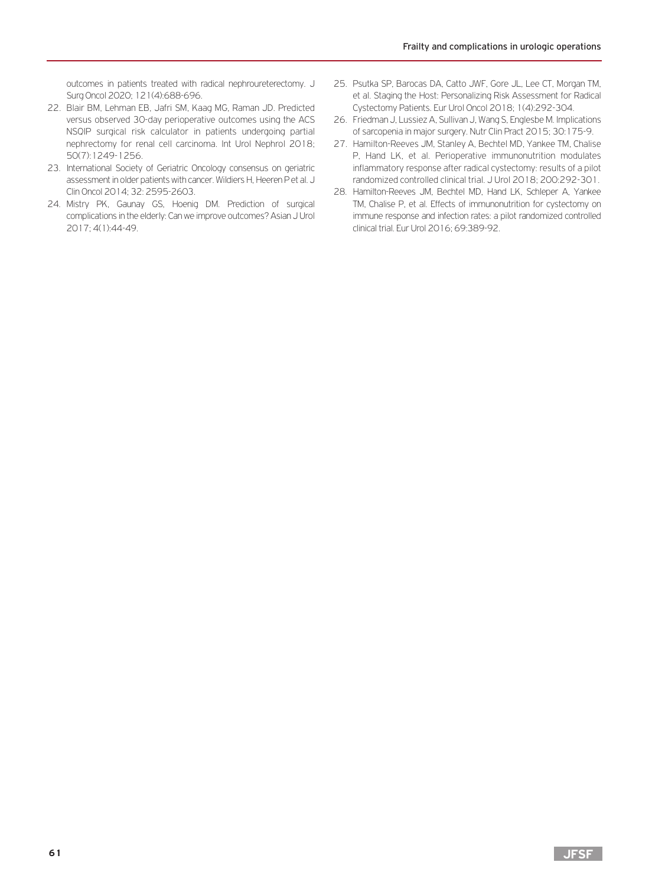outcomes in patients treated with radical nephroureterectomy. J Surg Oncol 2020; 121(4):688-696.

22. Blair BM, Lehman EB, Jafri SM, Kaag MG, Raman JD. Predicted versus observed 30-day perioperative outcomes using the ACS NSQIP surgical risk calculator in patients undergoing partial nephrectomy for renal cell carcinoma. Int Urol Nephrol 2018; 50(7):1249-1256.
23. International Society of Geriatric Oncology consensus on geriatric assessment in older patients with cancer. Wildiers H, Heeren P et al. J Clin Oncol 2014; 32: 2595-2603.
24. Mistry PK, Gaunay GS, Hoenig DM. Prediction of surgical complications in the elderly: Can we improve outcomes? Asian J Urol 2017; 4(1):44-49.
25. Psutka SP, Barocas DA, Catto JWF, Gore JL, Lee CT, Morgan TM, et al. Staging the Host: Personalizing Risk Assessment for Radical Cystectomy Patients. Eur Urol Oncol 2018; 1(4):292-304.
26. Friedman J, Lussiez A, Sullivan J, Wang S, Englesbe M. Implications of sarcopenia in major surgery. Nutr Clin Pract 2015; 30:175-9.
27. Hamilton-Reeves JM, Stanley A, Bechtel MD, Yankee TM, Chalise P, Hand LK, et al. Perioperative immunonutrition modulates inflammatory response after radical cystectomy: results of a pilot randomized controlled clinical trial. J Urol 2018; 200:292-301.
28. Hamilton-Reeves JM, Bechtel MD, Hand LK, Schleper A, Yankee TM, Chalise P, et al. Effects of immunonutrition for cystectomy on immune response and infection rates: a pilot randomized controlled clinical trial. Eur Urol 2016; 69:389-92.